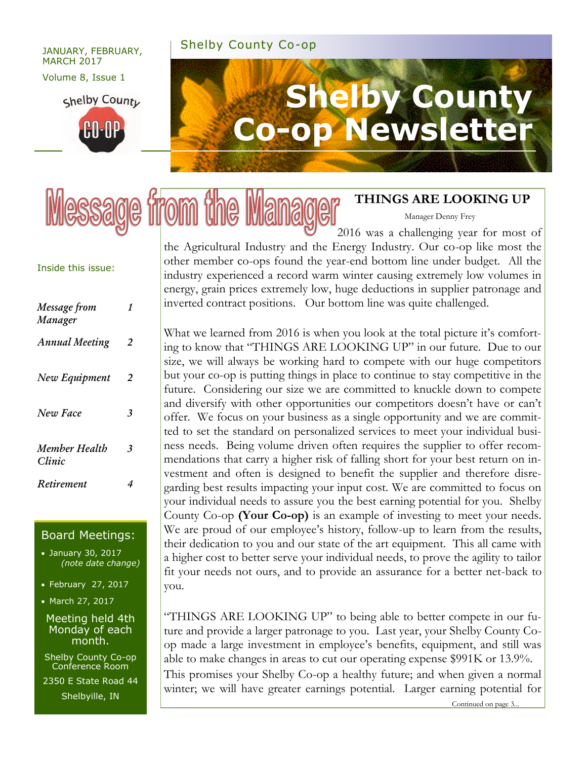JANUARY, FEBRUARY, MARCH 2017

Volume 8, Issue 1

Shelby County Co-op

# Shelby County Co-op Newsletter

**Inside this issue:**

| | |
|---|---|
| *Message from Manager* | *1* |
| *Annual Meeting* | *2* |
| *New Equipment* | *2* |
| *New Face* | *3* |
| *Member Health Clinic* | *3* |
| *Retirement* | *4* |

## Board Meetings:

- January 30, 2017 *(note date change)*
- February 27, 2017
- March 27, 2017

Meeting held 4th Monday of each month.

Shelby County Co-op Conference Room

2350 E State Road 44

Shelbyille, IN

# Message from the Manager

## THINGS ARE LOOKING UP

Manager Denny Frey

2016 was a challenging year for most of the Agricultural Industry and the Energy Industry. Our co-op like most the other member co-ops found the year-end bottom line under budget. All the industry experienced a record warm winter causing extremely low volumes in energy, grain prices extremely low, huge deductions in supplier patronage and inverted contract positions. Our bottom line was quite challenged.

What we learned from 2016 is when you look at the total picture it's comforting to know that "THINGS ARE LOOKING UP" in our future. Due to our size, we will always be working hard to compete with our huge competitors but your co-op is putting things in place to continue to stay competitive in the future. Considering our size we are committed to knuckle down to compete and diversify with other opportunities our competitors doesn't have or can't offer. We focus on your business as a single opportunity and we are committed to set the standard on personalized services to meet your individual business needs. Being volume driven often requires the supplier to offer recommendations that carry a higher risk of falling short for your best return on investment and often is designed to benefit the supplier and therefore disregarding best results impacting your input cost. We are committed to focus on your individual needs to assure you the best earning potential for you. Shelby County Co-op **(Your Co-op)** is an example of investing to meet your needs. We are proud of our employee's history, follow-up to learn from the results, their dedication to you and our state of the art equipment. This all came with a higher cost to better serve your individual needs, to prove the agility to tailor fit your needs not ours, and to provide an assurance for a better net-back to you.

"THINGS ARE LOOKING UP" to being able to better compete in our future and provide a larger patronage to you. Last year, your Shelby County Co-op made a large investment in employee's benefits, equipment, and still was able to make changes in areas to cut our operating expense $991K or 13.9%. This promises your Shelby Co-op a healthy future; and when given a normal winter; we will have greater earnings potential. Larger earning potential for

Continued on page 3...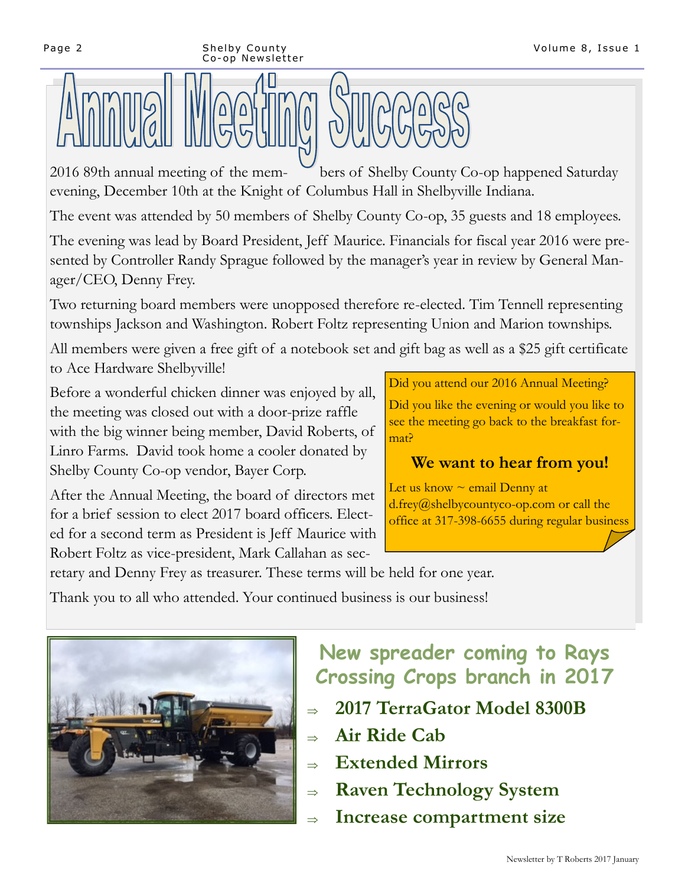# Annual Meeting Success

2016 89th annual meeting of the members of Shelby County Co-op happened Saturday evening, December 10th at the Knight of Columbus Hall in Shelbyville Indiana.

The event was attended by 50 members of Shelby County Co-op, 35 guests and 18 employees.

The evening was lead by Board President, Jeff Maurice. Financials for fiscal year 2016 were presented by Controller Randy Sprague followed by the manager's year in review by General Manager/CEO, Denny Frey.

Two returning board members were unopposed therefore re-elected. Tim Tennell representing townships Jackson and Washington. Robert Foltz representing Union and Marion townships.

All members were given a free gift of a notebook set and gift bag as well as a $25 gift certificate to Ace Hardware Shelbyville!

Before a wonderful chicken dinner was enjoyed by all, the meeting was closed out with a door-prize raffle with the big winner being member, David Roberts, of Linro Farms. David took home a cooler donated by Shelby County Co-op vendor, Bayer Corp.

After the Annual Meeting, the board of directors met for a brief session to elect 2017 board officers. Elected for a second term as President is Jeff Maurice with Robert Foltz as vice-president, Mark Callahan as secretary and Denny Frey as treasurer. These terms will be held for one year.

Thank you to all who attended. Your continued business is our business!

Did you attend our 2016 Annual Meeting?

Did you like the evening or would you like to see the meeting go back to the breakfast format?

**We want to hear from you!**

Let us know ~ email Denny at d.frey@shelbycountyco-op.com or call the office at 317-398-6655 during regular business

## New spreader coming to Rays Crossing Crops branch in 2017

- **2017 TerraGator Model 8300B**
- **Air Ride Cab**
- **Extended Mirrors**
- **Raven Technology System**
- **Increase compartment size**

Newsletter by T Roberts 2017 January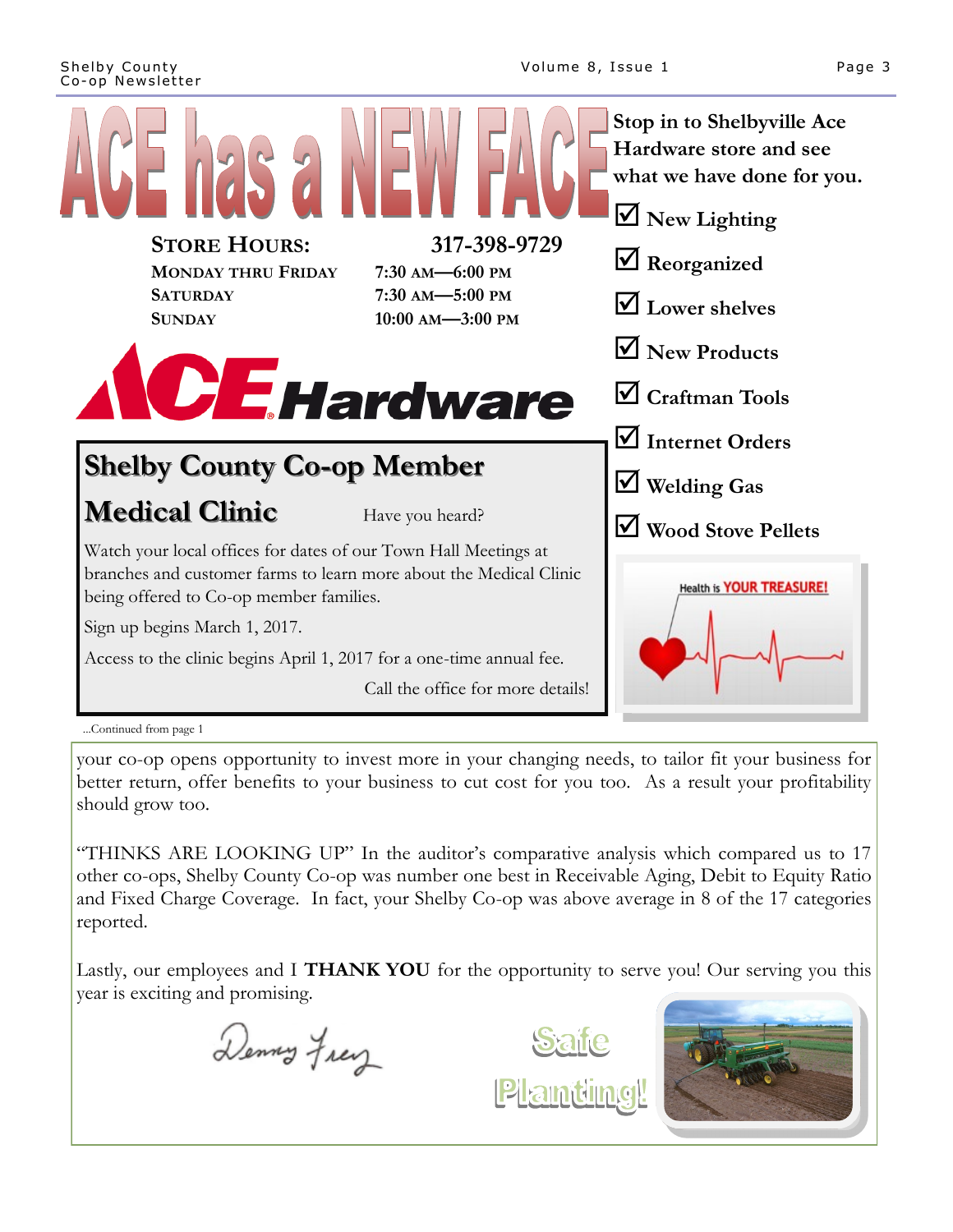# ACE has a NEW FACE

**STORE HOURS:** **317-398-9729**

| | |
|---|---|
| **MONDAY THRU FRIDAY** | **7:30 AM—6:00 PM** |
| **SATURDAY** | **7:30 AM—5:00 PM** |
| **SUNDAY** | **10:00 AM—3:00 PM** |

**ACE Hardware**

**Stop in to Shelbyville Ace Hardware store and see what we have done for you.**

- ☑ **New Lighting**
- ☑ **Reorganized**
- ☑ **Lower shelves**
- ☑ **New Products**
- ☑ **Craftman Tools**
- ☑ **Internet Orders**
- ☑ **Welding Gas**
- ☑ **Wood Stove Pellets**

## Shelby County Co-op Member Medical Clinic

Have you heard?

Watch your local offices for dates of our Town Hall Meetings at branches and customer farms to learn more about the Medical Clinic being offered to Co-op member families.

Sign up begins March 1, 2017.

Access to the clinic begins April 1, 2017 for a one-time annual fee.

Call the office for more details!

Health is YOUR TREASURE!

...Continued from page 1

your co-op opens opportunity to invest more in your changing needs, to tailor fit your business for better return, offer benefits to your business to cut cost for you too. As a result your profitability should grow too.

"THINKS ARE LOOKING UP" In the auditor's comparative analysis which compared us to 17 other co-ops, Shelby County Co-op was number one best in Receivable Aging, Debit to Equity Ratio and Fixed Charge Coverage. In fact, your Shelby Co-op was above average in 8 of the 17 categories reported.

Lastly, our employees and I **THANK YOU** for the opportunity to serve you! Our serving you this year is exciting and promising.

Denny Frey

Safe Planting!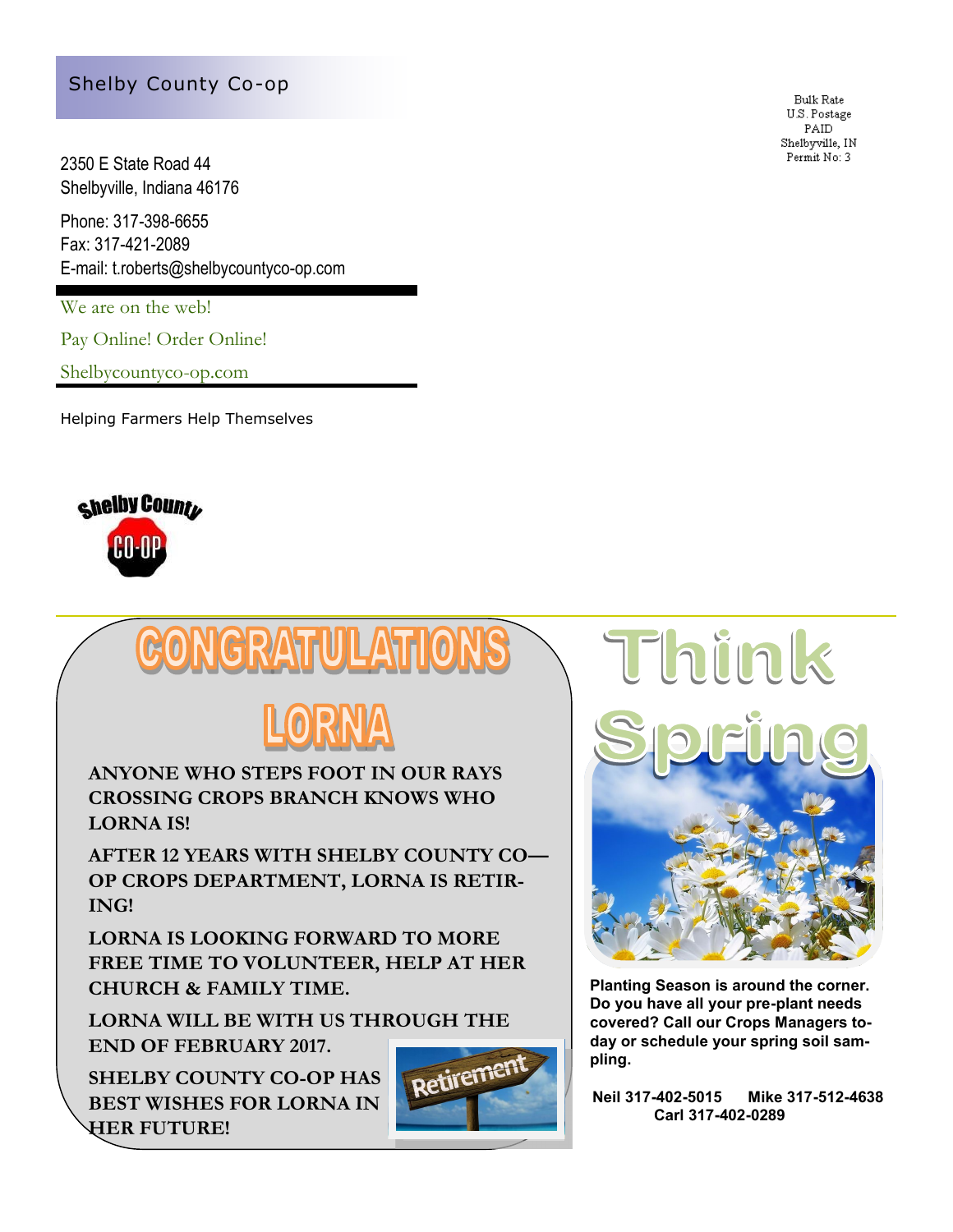Shelby County Co-op

2350 E State Road 44
Shelbyville, Indiana 46176

Phone: 317-398-6655
Fax: 317-421-2089
E-mail: t.roberts@shelbycountyco-op.com

Bulk Rate
U.S. Postage
PAID
Shelbyville, IN
Permit No: 3

We are on the web!

Pay Online! Order Online!

Shelbycountyco-op.com

Helping Farmers Help Themselves

Shelby County CO-OP

# CONGRATULATIONS

# LORNA

**ANYONE WHO STEPS FOOT IN OUR RAYS CROSSING CROPS BRANCH KNOWS WHO LORNA IS!**

**AFTER 12 YEARS WITH SHELBY COUNTY CO—OP CROPS DEPARTMENT, LORNA IS RETIRING!**

**LORNA IS LOOKING FORWARD TO MORE FREE TIME TO VOLUNTEER, HELP AT HER CHURCH & FAMILY TIME.**

**LORNA WILL BE WITH US THROUGH THE END OF FEBRUARY 2017.**

**SHELBY COUNTY CO-OP HAS BEST WISHES FOR LORNA IN HER FUTURE!**

Retirement

# Think Spring

**Planting Season is around the corner. Do you have all your pre-plant needs covered? Call our Crops Managers today or schedule your spring soil sampling.**

**Neil 317-402-5015 Mike 317-512-4638**
**Carl 317-402-0289**